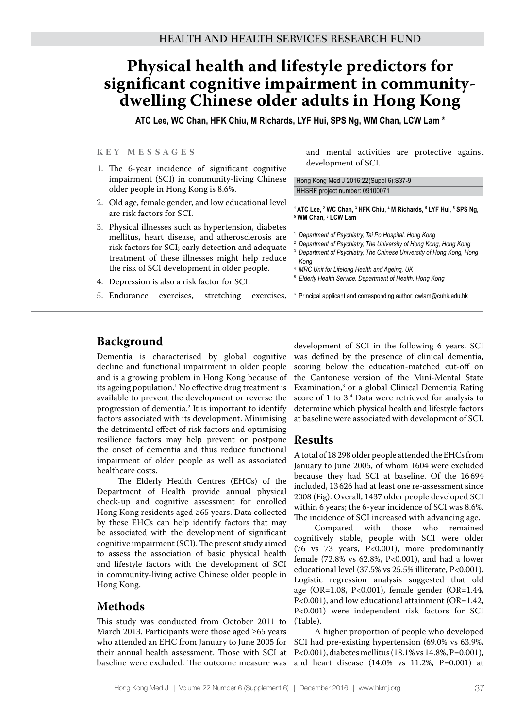HEALTH AND HEALTH SERVICES RESEARCH FUND

# Physical health and lifestyle predictors for significant cognitive impairment in community-dwelling Chinese older adults in Hong Kong

**ATC Lee, WC Chan, HFK Chiu, M Richards, LYF Hui, SPS Ng, WM Chan, LCW Lam ***

## KEY MESSAGES

1. The 6-year incidence of significant cognitive impairment (SCI) in community-living Chinese older people in Hong Kong is 8.6%.
2. Old age, female gender, and low educational level are risk factors for SCI.
3. Physical illnesses such as hypertension, diabetes mellitus, heart disease, and atherosclerosis are risk factors for SCI; early detection and adequate treatment of these illnesses might help reduce the risk of SCI development in older people.
4. Depression is also a risk factor for SCI.
5. Endurance exercises, stretching exercises, and mental activities are protective against development of SCI.

Hong Kong Med J 2016;22(Suppl 6):S37-9
HHSRF project number: 09100071

[1] ATC Lee, [2] WC Chan, [3] HFK Chiu, [4] M Richards, [5] LYF Hui, [5] SPS Ng, [5] WM Chan, [3] LCW Lam

[1] *Department of Psychiatry, Tai Po Hospital, Hong Kong*
[2] *Department of Psychiatry, The University of Hong Kong, Hong Kong*
[3] *Department of Psychiatry, The Chinese University of Hong Kong, Hong Kong*
[4] *MRC Unit for Lifelong Health and Ageing, UK*
[5] *Elderly Health Service, Department of Health, Hong Kong*

\* Principal applicant and corresponding author: cwlam@cuhk.edu.hk

## Background

Dementia is characterised by global cognitive decline and functional impairment in older people and is a growing problem in Hong Kong because of its ageing population.[1] No effective drug treatment is available to prevent the development or reverse the progression of dementia.[2] It is important to identify factors associated with its development. Minimising the detrimental effect of risk factors and optimising resilience factors may help prevent or postpone the onset of dementia and thus reduce functional impairment of older people as well as associated healthcare costs.

The Elderly Health Centres (EHCs) of the Department of Health provide annual physical check-up and cognitive assessment for enrolled Hong Kong residents aged ≥65 years. Data collected by these EHCs can help identify factors that may be associated with the development of significant cognitive impairment (SCI). The present study aimed to assess the association of basic physical health and lifestyle factors with the development of SCI in community-living active Chinese older people in Hong Kong.

## Methods

This study was conducted from October 2011 to March 2013. Participants were those aged ≥65 years who attended an EHC from January to June 2005 for their annual health assessment. Those with SCI at baseline were excluded. The outcome measure was development of SCI in the following 6 years. SCI was defined by the presence of clinical dementia, scoring below the education-matched cut-off on the Cantonese version of the Mini-Mental State Examination,[3] or a global Clinical Dementia Rating score of 1 to 3.[4] Data were retrieved for analysis to determine which physical health and lifestyle factors at baseline were associated with development of SCI.

## Results

A total of 18 298 older people attended the EHCs from January to June 2005, of whom 1604 were excluded because they had SCI at baseline. Of the 16 694 included, 13 626 had at least one re-assessment since 2008 (Fig). Overall, 1437 older people developed SCI within 6 years; the 6-year incidence of SCI was 8.6%. The incidence of SCI increased with advancing age.

Compared with those who remained cognitively stable, people with SCI were older (76 vs 73 years, P<0.001), more predominantly female (72.8% vs 62.8%, P<0.001), and had a lower educational level (37.5% vs 25.5% illiterate, P<0.001). Logistic regression analysis suggested that old age (OR=1.08, P<0.001), female gender (OR=1.44, P<0.001), and low educational attainment (OR=1.42, P<0.001) were independent risk factors for SCI (Table).

A higher proportion of people who developed SCI had pre-existing hypertension (69.0% vs 63.9%, P<0.001), diabetes mellitus (18.1% vs 14.8%, P=0.001), and heart disease (14.0% vs 11.2%, P=0.001) at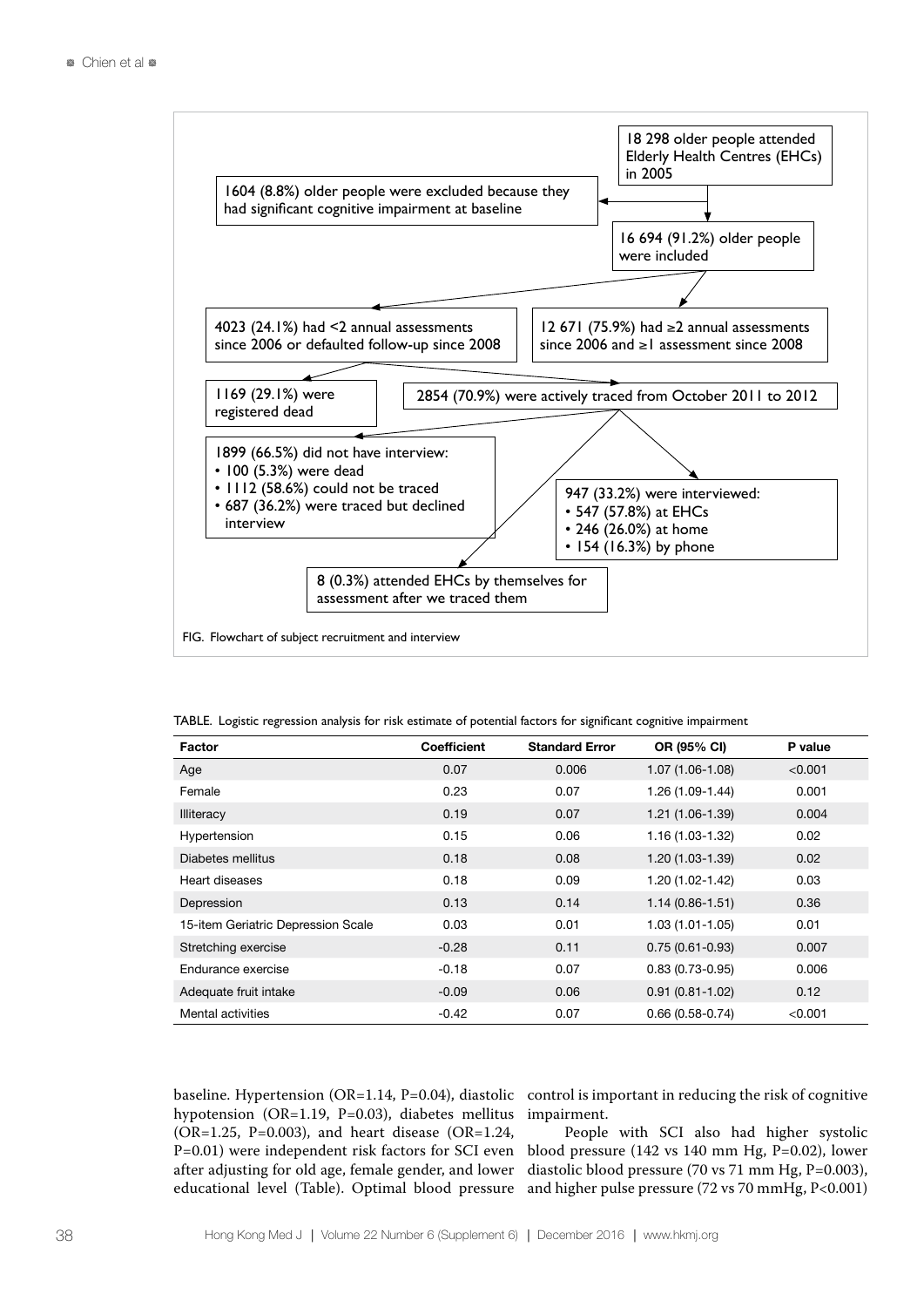18 298 older people attended Elderly Health Centres (EHCs) in 2005

1604 (8.8%) older people were excluded because they had significant cognitive impairment at baseline

16 694 (91.2%) older people were included

4023 (24.1%) had <2 annual assessments since 2006 or defaulted follow-up since 2008

12 671 (75.9%) had ≥2 annual assessments since 2006 and ≥1 assessment since 2008

1169 (29.1%) were registered dead

2854 (70.9%) were actively traced from October 2011 to 2012

1899 (66.5%) did not have interview:
- 100 (5.3%) were dead
- 1112 (58.6%) could not be traced
- 687 (36.2%) were traced but declined interview

947 (33.2%) were interviewed:
- 547 (57.8%) at EHCs
- 246 (26.0%) at home
- 154 (16.3%) by phone

8 (0.3%) attended EHCs by themselves for assessment after we traced them

FIG. Flowchart of subject recruitment and interview

TABLE. Logistic regression analysis for risk estimate of potential factors for significant cognitive impairment

| Factor | Coefficient | Standard Error | OR (95% CI) | P value |
|---|---|---|---|---|
| Age | 0.07 | 0.006 | 1.07 (1.06-1.08) | <0.001 |
| Female | 0.23 | 0.07 | 1.26 (1.09-1.44) | 0.001 |
| Illiteracy | 0.19 | 0.07 | 1.21 (1.06-1.39) | 0.004 |
| Hypertension | 0.15 | 0.06 | 1.16 (1.03-1.32) | 0.02 |
| Diabetes mellitus | 0.18 | 0.08 | 1.20 (1.03-1.39) | 0.02 |
| Heart diseases | 0.18 | 0.09 | 1.20 (1.02-1.42) | 0.03 |
| Depression | 0.13 | 0.14 | 1.14 (0.86-1.51) | 0.36 |
| 15-item Geriatric Depression Scale | 0.03 | 0.01 | 1.03 (1.01-1.05) | 0.01 |
| Stretching exercise | -0.28 | 0.11 | 0.75 (0.61-0.93) | 0.007 |
| Endurance exercise | -0.18 | 0.07 | 0.83 (0.73-0.95) | 0.006 |
| Adequate fruit intake | -0.09 | 0.06 | 0.91 (0.81-1.02) | 0.12 |
| Mental activities | -0.42 | 0.07 | 0.66 (0.58-0.74) | <0.001 |

baseline. Hypertension (OR=1.14, P=0.04), diastolic hypotension (OR=1.19, P=0.03), diabetes mellitus (OR=1.25, P=0.003), and heart disease (OR=1.24, P=0.01) were independent risk factors for SCI even after adjusting for old age, female gender, and lower educational level (Table). Optimal blood pressure control is important in reducing the risk of cognitive impairment.

People with SCI also had higher systolic blood pressure (142 vs 140 mm Hg, P=0.02), lower diastolic blood pressure (70 vs 71 mm Hg, P=0.003), and higher pulse pressure (72 vs 70 mmHg, P<0.001)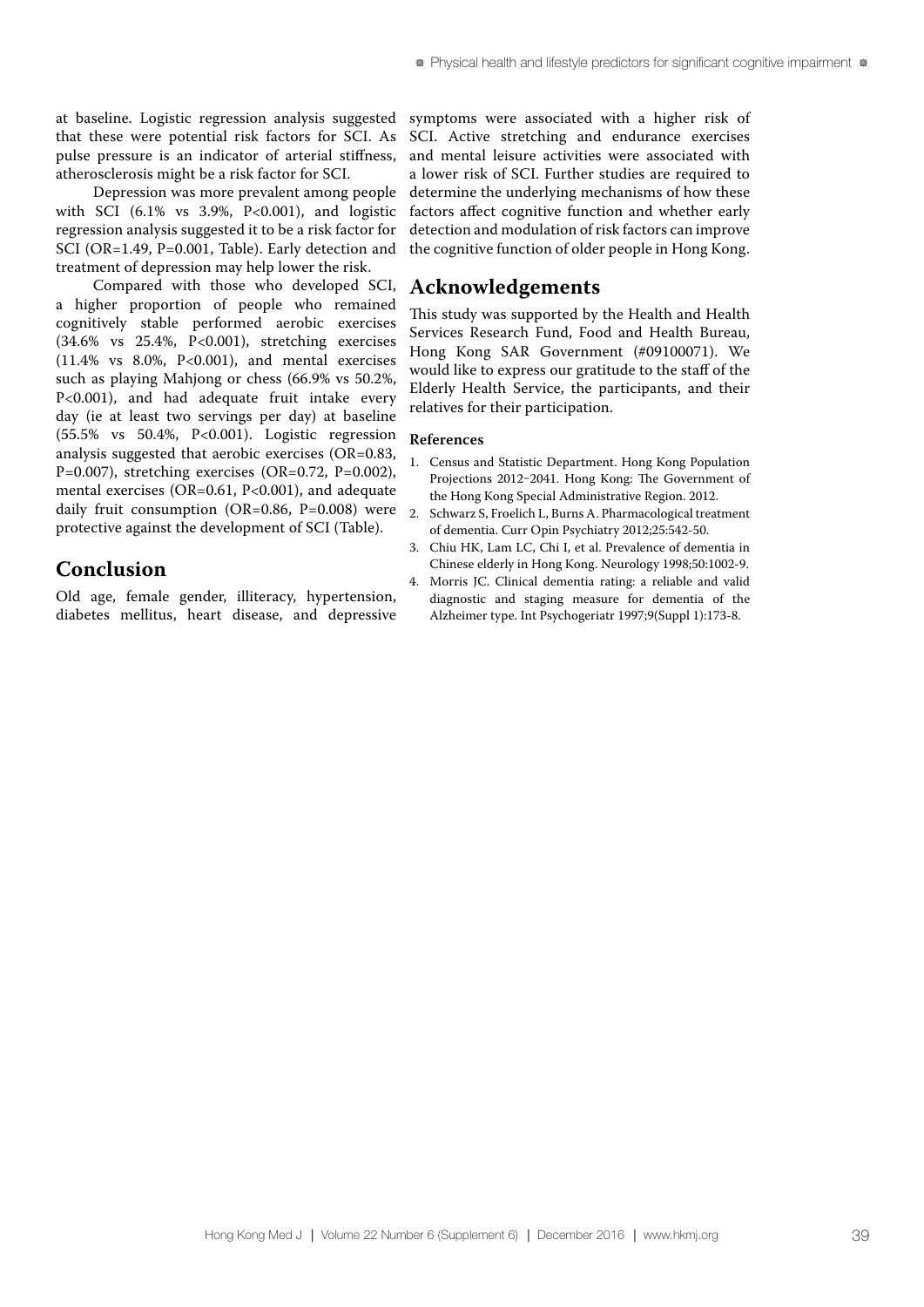at baseline. Logistic regression analysis suggested that these were potential risk factors for SCI. As pulse pressure is an indicator of arterial stiffness, atherosclerosis might be a risk factor for SCI.

Depression was more prevalent among people with SCI (6.1% vs 3.9%, P<0.001), and logistic regression analysis suggested it to be a risk factor for SCI (OR=1.49, P=0.001, Table). Early detection and treatment of depression may help lower the risk.

Compared with those who developed SCI, a higher proportion of people who remained cognitively stable performed aerobic exercises (34.6% vs 25.4%, P<0.001), stretching exercises (11.4% vs 8.0%, P<0.001), and mental exercises such as playing Mahjong or chess (66.9% vs 50.2%, P<0.001), and had adequate fruit intake every day (ie at least two servings per day) at baseline (55.5% vs 50.4%, P<0.001). Logistic regression analysis suggested that aerobic exercises (OR=0.83, P=0.007), stretching exercises (OR=0.72, P=0.002), mental exercises (OR=0.61, P<0.001), and adequate daily fruit consumption (OR=0.86, P=0.008) were protective against the development of SCI (Table).

## Conclusion

Old age, female gender, illiteracy, hypertension, diabetes mellitus, heart disease, and depressive symptoms were associated with a higher risk of SCI. Active stretching and endurance exercises and mental leisure activities were associated with a lower risk of SCI. Further studies are required to determine the underlying mechanisms of how these factors affect cognitive function and whether early detection and modulation of risk factors can improve the cognitive function of older people in Hong Kong.

## Acknowledgements

This study was supported by the Health and Health Services Research Fund, Food and Health Bureau, Hong Kong SAR Government (#09100071). We would like to express our gratitude to the staff of the Elderly Health Service, the participants, and their relatives for their participation.

### References

1. Census and Statistic Department. Hong Kong Population Projections 2012−2041. Hong Kong: The Government of the Hong Kong Special Administrative Region. 2012.
2. Schwarz S, Froelich L, Burns A. Pharmacological treatment of dementia. Curr Opin Psychiatry 2012;25:542-50.
3. Chiu HK, Lam LC, Chi I, et al. Prevalence of dementia in Chinese elderly in Hong Kong. Neurology 1998;50:1002-9.
4. Morris JC. Clinical dementia rating: a reliable and valid diagnostic and staging measure for dementia of the Alzheimer type. Int Psychogeriatr 1997;9(Suppl 1):173-8.